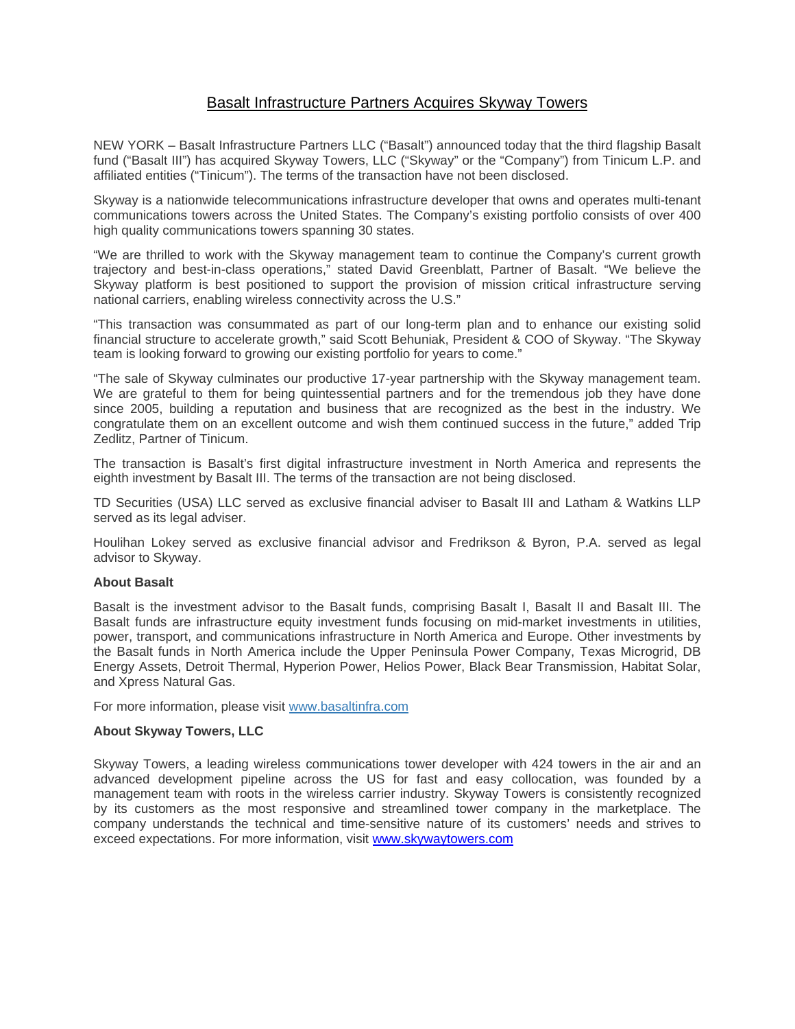# Basalt Infrastructure Partners Acquires Skyway Towers

NEW YORK – Basalt Infrastructure Partners LLC ("Basalt") announced today that the third flagship Basalt fund ("Basalt III") has acquired Skyway Towers, LLC ("Skyway" or the "Company") from Tinicum L.P. and affiliated entities ("Tinicum"). The terms of the transaction have not been disclosed.

Skyway is a nationwide telecommunications infrastructure developer that owns and operates multi-tenant communications towers across the United States. The Company's existing portfolio consists of over 400 high quality communications towers spanning 30 states.

"We are thrilled to work with the Skyway management team to continue the Company's current growth trajectory and best-in-class operations," stated David Greenblatt, Partner of Basalt. "We believe the Skyway platform is best positioned to support the provision of mission critical infrastructure serving national carriers, enabling wireless connectivity across the U.S."

"This transaction was consummated as part of our long-term plan and to enhance our existing solid financial structure to accelerate growth," said Scott Behuniak, President & COO of Skyway. "The Skyway team is looking forward to growing our existing portfolio for years to come."

"The sale of Skyway culminates our productive 17-year partnership with the Skyway management team. We are grateful to them for being quintessential partners and for the tremendous job they have done since 2005, building a reputation and business that are recognized as the best in the industry. We congratulate them on an excellent outcome and wish them continued success in the future," added Trip Zedlitz, Partner of Tinicum.

The transaction is Basalt's first digital infrastructure investment in North America and represents the eighth investment by Basalt III. The terms of the transaction are not being disclosed.

TD Securities (USA) LLC served as exclusive financial adviser to Basalt III and Latham & Watkins LLP served as its legal adviser.

Houlihan Lokey served as exclusive financial advisor and Fredrikson & Byron, P.A. served as legal advisor to Skyway.

**About Basalt**

Basalt is the investment advisor to the Basalt funds, comprising Basalt I, Basalt II and Basalt III. The Basalt funds are infrastructure equity investment funds focusing on mid-market investments in utilities, power, transport, and communications infrastructure in North America and Europe. Other investments by the Basalt funds in North America include the Upper Peninsula Power Company, Texas Microgrid, DB Energy Assets, Detroit Thermal, Hyperion Power, Helios Power, Black Bear Transmission, Habitat Solar, and Xpress Natural Gas.

For more information, please visit www.basaltinfra.com

**About Skyway Towers, LLC**

Skyway Towers, a leading wireless communications tower developer with 424 towers in the air and an advanced development pipeline across the US for fast and easy collocation, was founded by a management team with roots in the wireless carrier industry. Skyway Towers is consistently recognized by its customers as the most responsive and streamlined tower company in the marketplace. The company understands the technical and time-sensitive nature of its customers' needs and strives to exceed expectations. For more information, visit www.skywaytowers.com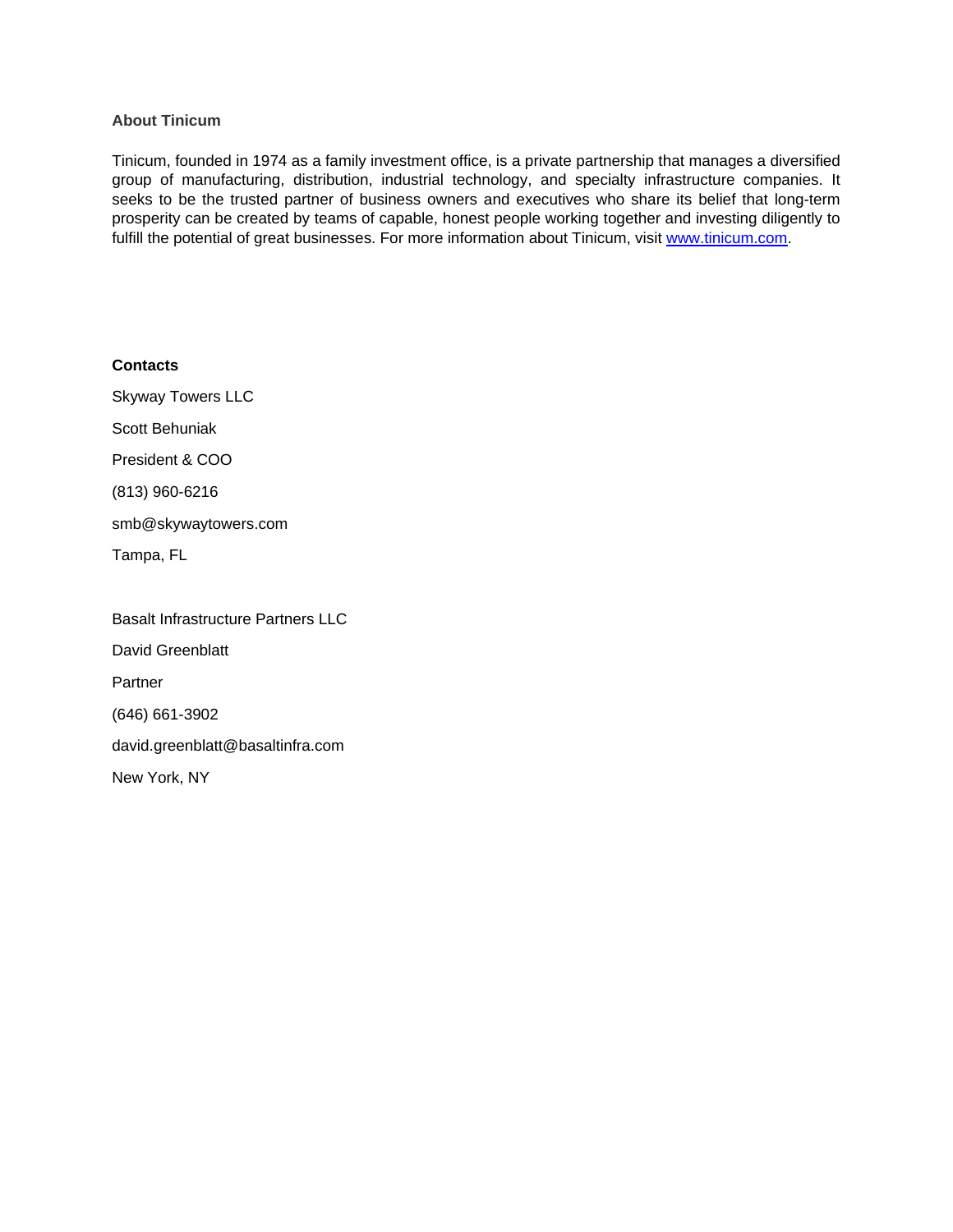**About Tinicum**

Tinicum, founded in 1974 as a family investment office, is a private partnership that manages a diversified group of manufacturing, distribution, industrial technology, and specialty infrastructure companies. It seeks to be the trusted partner of business owners and executives who share its belief that long-term prosperity can be created by teams of capable, honest people working together and investing diligently to fulfill the potential of great businesses. For more information about Tinicum, visit [www.tinicum.com](http://www.tinicum.com).

**Contacts**

Skyway Towers LLC

Scott Behuniak

President & COO

(813) 960-6216

smb@skywaytowers.com

Tampa, FL

Basalt Infrastructure Partners LLC

David Greenblatt

Partner

(646) 661-3902

david.greenblatt@basaltinfra.com

New York, NY